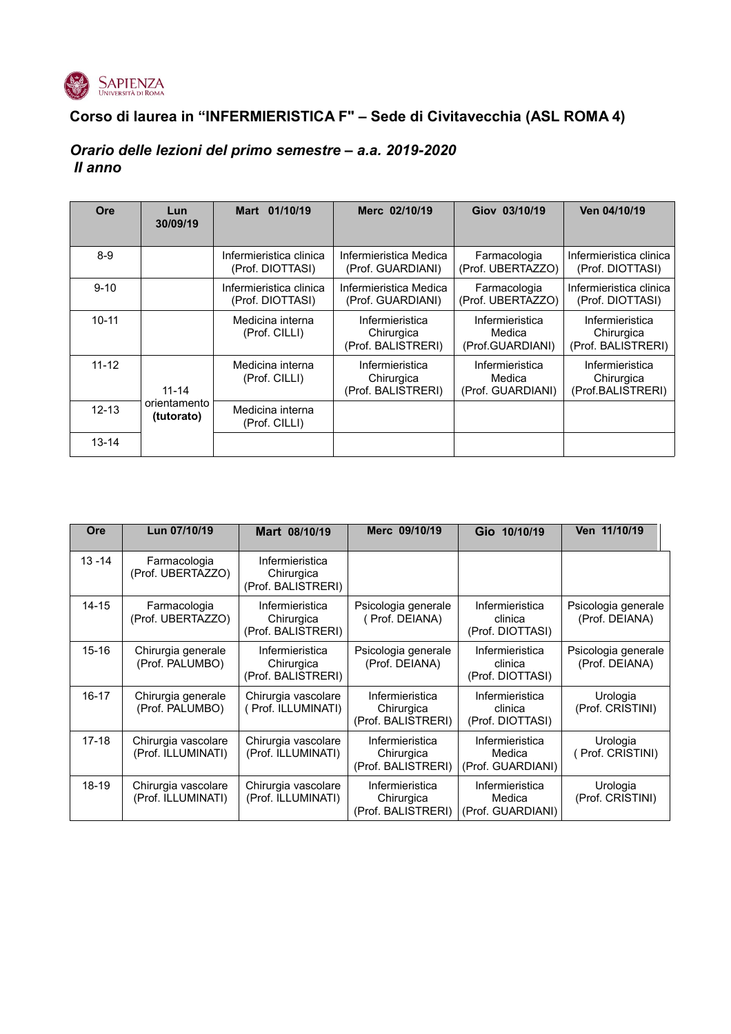SAPIENZA
UNIVERSITÀ DI ROMA

## Corso di laurea in "INFERMIERISTICA F" – Sede di Civitavecchia (ASL ROMA 4)

### *Orario delle lezioni del primo semestre – a.a. 2019-2020*
### *II anno*

| Ore | Lun 30/09/19 | Mart 01/10/19 | Merc 02/10/19 | Giov 03/10/19 | Ven 04/10/19 |
|---|---|---|---|---|---|
| 8-9 | | Infermieristica clinica (Prof. DIOTTASI) | Infermieristica Medica (Prof. GUARDIANI) | Farmacologia (Prof. UBERTAZZO) | Infermieristica clinica (Prof. DIOTTASI) |
| 9-10 | | Infermieristica clinica (Prof. DIOTTASI) | Infermieristica Medica (Prof. GUARDIANI) | Farmacologia (Prof. UBERTAZZO) | Infermieristica clinica (Prof. DIOTTASI) |
| 10-11 | | Medicina interna (Prof. CILLI) | Infermieristica Chirurgica (Prof. BALISTRERI) | Infermieristica Medica (Prof.GUARDIANI) | Infermieristica Chirurgica (Prof. BALISTRERI) |
| 11-12 | 11-14 orientamento **(tutorato)** | Medicina interna (Prof. CILLI) | Infermieristica Chirurgica (Prof. BALISTRERI) | Infermieristica Medica (Prof. GUARDIANI) | Infermieristica Chirurgica (Prof.BALISTRERI) |
| 12-13 | | Medicina interna (Prof. CILLI) | | | |
| 13-14 | | | | | |

| Ore | Lun 07/10/19 | Mart 08/10/19 | Merc 09/10/19 | Gio 10/10/19 | Ven 11/10/19 |
|---|---|---|---|---|---|
| 13 -14 | Farmacologia (Prof. UBERTAZZO) | Infermieristica Chirurgica (Prof. BALISTRERI) | | | |
| 14-15 | Farmacologia (Prof. UBERTAZZO) | Infermieristica Chirurgica (Prof. BALISTRERI) | Psicologia generale ( Prof. DEIANA) | Infermieristica clinica (Prof. DIOTTASI) | Psicologia generale (Prof. DEIANA) |
| 15-16 | Chirurgia generale (Prof. PALUMBO) | Infermieristica Chirurgica (Prof. BALISTRERI) | Psicologia generale (Prof. DEIANA) | Infermieristica clinica (Prof. DIOTTASI) | Psicologia generale (Prof. DEIANA) |
| 16-17 | Chirurgia generale (Prof. PALUMBO) | Chirurgia vascolare ( Prof. ILLUMINATI) | Infermieristica Chirurgica (Prof. BALISTRERI) | Infermieristica clinica (Prof. DIOTTASI) | Urologia (Prof. CRISTINI) |
| 17-18 | Chirurgia vascolare (Prof. ILLUMINATI) | Chirurgia vascolare (Prof. ILLUMINATI) | Infermieristica Chirurgica (Prof. BALISTRERI) | Infermieristica Medica (Prof. GUARDIANI) | Urologia ( Prof. CRISTINI) |
| 18-19 | Chirurgia vascolare (Prof. ILLUMINATI) | Chirurgia vascolare (Prof. ILLUMINATI) | Infermieristica Chirurgica (Prof. BALISTRERI) | Infermieristica Medica (Prof. GUARDIANI) | Urologia (Prof. CRISTINI) |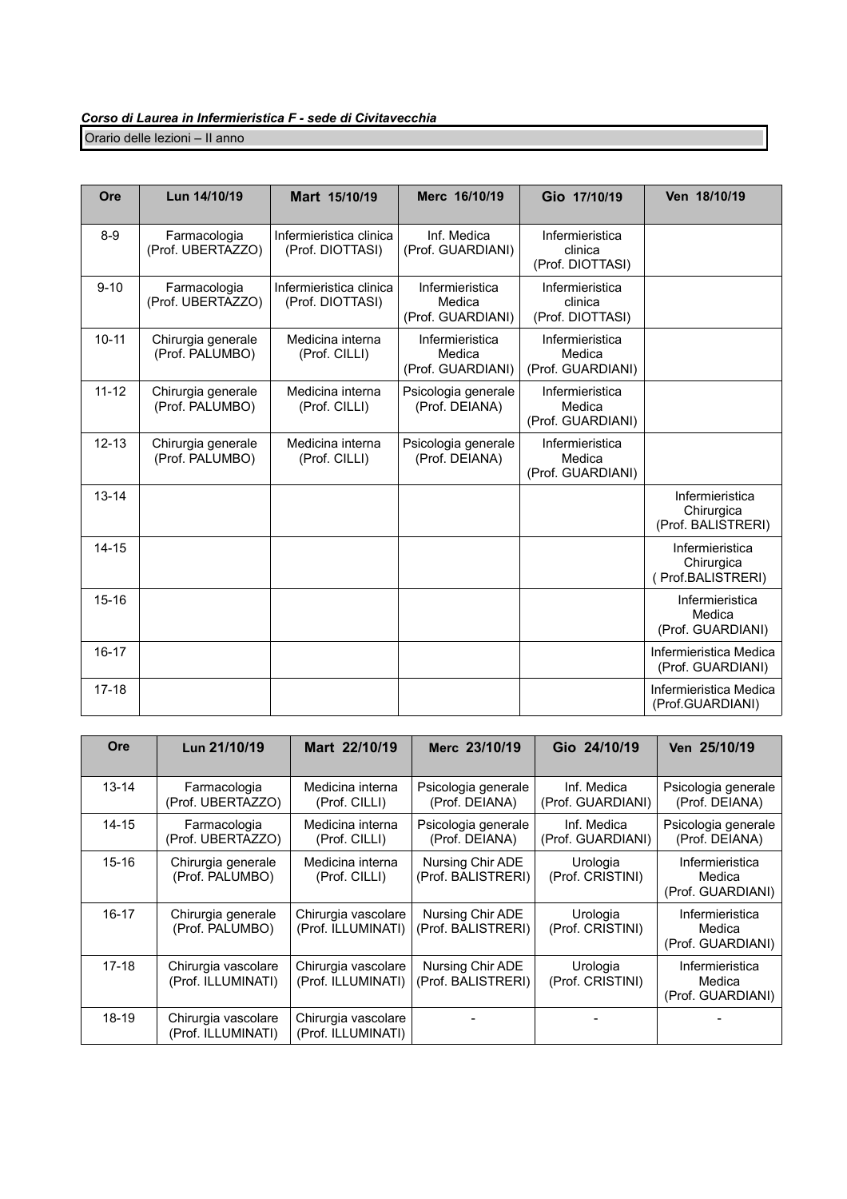***Corso di Laurea in Infermieristica F - sede di Civitavecchia***

Orario delle lezioni – II anno

| Ore | Lun 14/10/19 | Mart 15/10/19 | Merc 16/10/19 | Gio 17/10/19 | Ven 18/10/19 |
|---|---|---|---|---|---|
| 8-9 | Farmacologia (Prof. UBERTAZZO) | Infermieristica clinica (Prof. DIOTTASI) | Inf. Medica (Prof. GUARDIANI) | Infermieristica clinica (Prof. DIOTTASI) | |
| 9-10 | Farmacologia (Prof. UBERTAZZO) | Infermieristica clinica (Prof. DIOTTASI) | Infermieristica Medica (Prof. GUARDIANI) | Infermieristica clinica (Prof. DIOTTASI) | |
| 10-11 | Chirurgia generale (Prof. PALUMBO) | Medicina interna (Prof. CILLI) | Infermieristica Medica (Prof. GUARDIANI) | Infermieristica Medica (Prof. GUARDIANI) | |
| 11-12 | Chirurgia generale (Prof. PALUMBO) | Medicina interna (Prof. CILLI) | Psicologia generale (Prof. DEIANA) | Infermieristica Medica (Prof. GUARDIANI) | |
| 12-13 | Chirurgia generale (Prof. PALUMBO) | Medicina interna (Prof. CILLI) | Psicologia generale (Prof. DEIANA) | Infermieristica Medica (Prof. GUARDIANI) | |
| 13-14 | | | | | Infermieristica Chirurgica (Prof. BALISTRERI) |
| 14-15 | | | | | Infermieristica Chirurgica ( Prof.BALISTRERI) |
| 15-16 | | | | | Infermieristica Medica (Prof. GUARDIANI) |
| 16-17 | | | | | Infermieristica Medica (Prof. GUARDIANI) |
| 17-18 | | | | | Infermieristica Medica (Prof.GUARDIANI) |

| Ore | Lun 21/10/19 | Mart 22/10/19 | Merc 23/10/19 | Gio 24/10/19 | Ven 25/10/19 |
|---|---|---|---|---|---|
| 13-14 | Farmacologia (Prof. UBERTAZZO) | Medicina interna (Prof. CILLI) | Psicologia generale (Prof. DEIANA) | Inf. Medica (Prof. GUARDIANI) | Psicologia generale (Prof. DEIANA) |
| 14-15 | Farmacologia (Prof. UBERTAZZO) | Medicina interna (Prof. CILLI) | Psicologia generale (Prof. DEIANA) | Inf. Medica (Prof. GUARDIANI) | Psicologia generale (Prof. DEIANA) |
| 15-16 | Chirurgia generale (Prof. PALUMBO) | Medicina interna (Prof. CILLI) | Nursing Chir ADE (Prof. BALISTRERI) | Urologia (Prof. CRISTINI) | Infermieristica Medica (Prof. GUARDIANI) |
| 16-17 | Chirurgia generale (Prof. PALUMBO) | Chirurgia vascolare (Prof. ILLUMINATI) | Nursing Chir ADE (Prof. BALISTRERI) | Urologia (Prof. CRISTINI) | Infermieristica Medica (Prof. GUARDIANI) |
| 17-18 | Chirurgia vascolare (Prof. ILLUMINATI) | Chirurgia vascolare (Prof. ILLUMINATI) | Nursing Chir ADE (Prof. BALISTRERI) | Urologia (Prof. CRISTINI) | Infermieristica Medica (Prof. GUARDIANI) |
| 18-19 | Chirurgia vascolare (Prof. ILLUMINATI) | Chirurgia vascolare (Prof. ILLUMINATI) | - | - | - |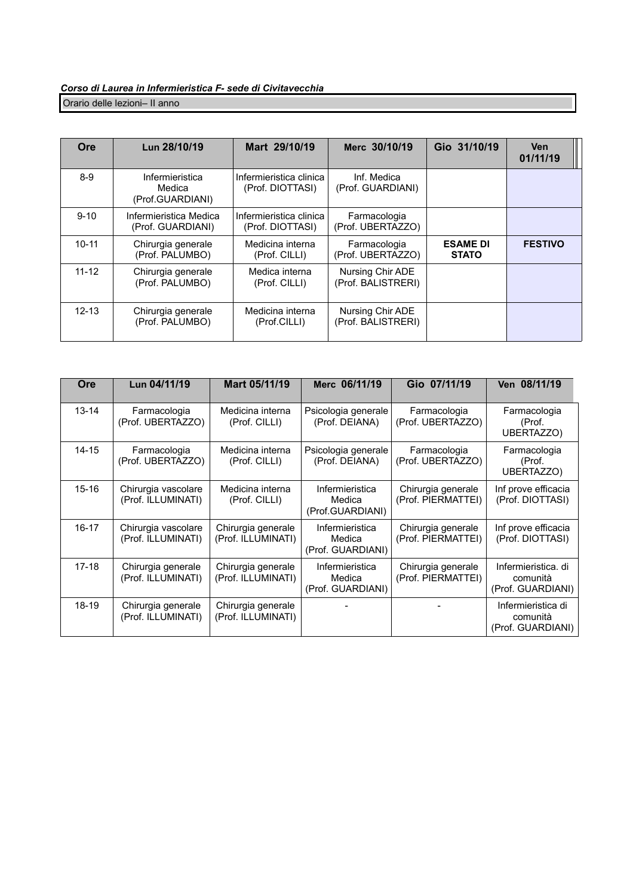***Corso di Laurea in Infermieristica F- sede di Civitavecchia***

Orario delle lezioni– II anno

| Ore | Lun 28/10/19 | Mart 29/10/19 | Merc 30/10/19 | Gio 31/10/19 | Ven 01/11/19 |
|---|---|---|---|---|---|
| 8-9 | Infermieristica Medica (Prof.GUARDIANI) | Infermieristica clinica (Prof. DIOTTASI) | Inf. Medica (Prof. GUARDIANI) | | |
| 9-10 | Infermieristica Medica (Prof. GUARDIANI) | Infermieristica clinica (Prof. DIOTTASI) | Farmacologia (Prof. UBERTAZZO) | | |
| 10-11 | Chirurgia generale (Prof. PALUMBO) | Medicina interna (Prof. CILLI) | Farmacologia (Prof. UBERTAZZO) | **ESAME DI STATO** | **FESTIVO** |
| 11-12 | Chirurgia generale (Prof. PALUMBO) | Medica interna (Prof. CILLI) | Nursing Chir ADE (Prof. BALISTRERI) | | |
| 12-13 | Chirurgia generale (Prof. PALUMBO) | Medicina interna (Prof.CILLI) | Nursing Chir ADE (Prof. BALISTRERI) | | |

| Ore | Lun 04/11/19 | Mart 05/11/19 | Merc 06/11/19 | Gio 07/11/19 | Ven 08/11/19 |
|---|---|---|---|---|---|
| 13-14 | Farmacologia (Prof. UBERTAZZO) | Medicina interna (Prof. CILLI) | Psicologia generale (Prof. DEIANA) | Farmacologia (Prof. UBERTAZZO) | Farmacologia (Prof. UBERTAZZO) |
| 14-15 | Farmacologia (Prof. UBERTAZZO) | Medicina interna (Prof. CILLI) | Psicologia generale (Prof. DEIANA) | Farmacologia (Prof. UBERTAZZO) | Farmacologia (Prof. UBERTAZZO) |
| 15-16 | Chirurgia vascolare (Prof. ILLUMINATI) | Medicina interna (Prof. CILLI) | Infermieristica Medica (Prof.GUARDIANI) | Chirurgia generale (Prof. PIERMATTEI) | Inf prove efficacia (Prof. DIOTTASI) |
| 16-17 | Chirurgia vascolare (Prof. ILLUMINATI) | Chirurgia generale (Prof. ILLUMINATI) | Infermieristica Medica (Prof. GUARDIANI) | Chirurgia generale (Prof. PIERMATTEI) | Inf prove efficacia (Prof. DIOTTASI) |
| 17-18 | Chirurgia generale (Prof. ILLUMINATI) | Chirurgia generale (Prof. ILLUMINATI) | Infermieristica Medica (Prof. GUARDIANI) | Chirurgia generale (Prof. PIERMATTEI) | Infermieristica. di comunità (Prof. GUARDIANI) |
| 18-19 | Chirurgia generale (Prof. ILLUMINATI) | Chirurgia generale (Prof. ILLUMINATI) | - | - | Infermieristica di comunità (Prof. GUARDIANI) |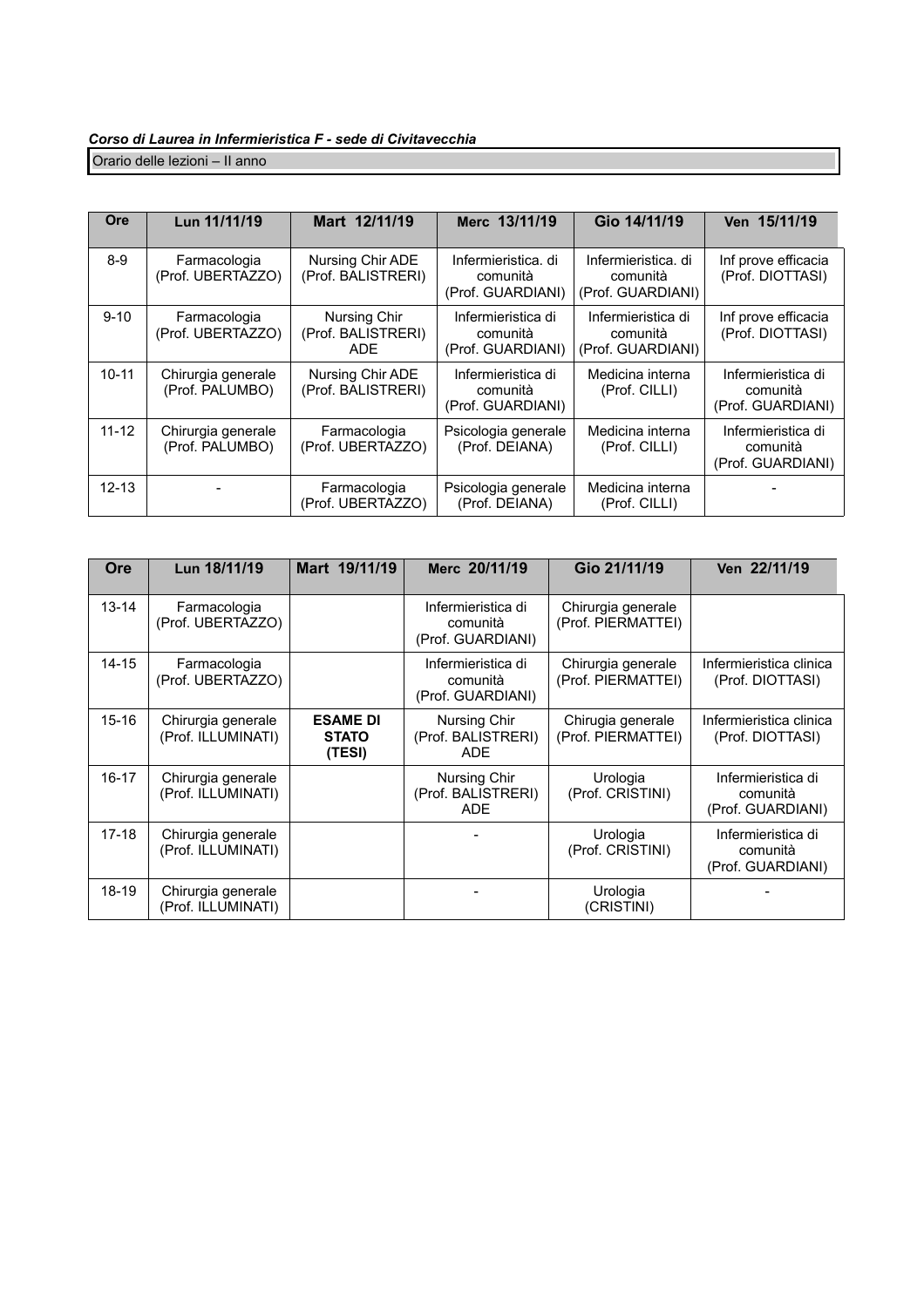***Corso di Laurea in Infermieristica F - sede di Civitavecchia***

Orario delle lezioni – II anno

| Ore | Lun 11/11/19 | Mart 12/11/19 | Merc 13/11/19 | Gio 14/11/19 | Ven 15/11/19 |
|---|---|---|---|---|---|
| 8-9 | Farmacologia (Prof. UBERTAZZO) | Nursing Chir ADE (Prof. BALISTRERI) | Infermieristica. di comunità (Prof. GUARDIANI) | Infermieristica. di comunità (Prof. GUARDIANI) | Inf prove efficacia (Prof. DIOTTASI) |
| 9-10 | Farmacologia (Prof. UBERTAZZO) | Nursing Chir (Prof. BALISTRERI) ADE | Infermieristica di comunità (Prof. GUARDIANI) | Infermieristica di comunità (Prof. GUARDIANI) | Inf prove efficacia (Prof. DIOTTASI) |
| 10-11 | Chirurgia generale (Prof. PALUMBO) | Nursing Chir ADE (Prof. BALISTRERI) | Infermieristica di comunità (Prof. GUARDIANI) | Medicina interna (Prof. CILLI) | Infermieristica di comunità (Prof. GUARDIANI) |
| 11-12 | Chirurgia generale (Prof. PALUMBO) | Farmacologia (Prof. UBERTAZZO) | Psicologia generale (Prof. DEIANA) | Medicina interna (Prof. CILLI) | Infermieristica di comunità (Prof. GUARDIANI) |
| 12-13 | - | Farmacologia (Prof. UBERTAZZO) | Psicologia generale (Prof. DEIANA) | Medicina interna (Prof. CILLI) | - |

| Ore | Lun 18/11/19 | Mart 19/11/19 | Merc 20/11/19 | Gio 21/11/19 | Ven 22/11/19 |
|---|---|---|---|---|---|
| 13-14 | Farmacologia (Prof. UBERTAZZO) | | Infermieristica di comunità (Prof. GUARDIANI) | Chirurgia generale (Prof. PIERMATTEI) | |
| 14-15 | Farmacologia (Prof. UBERTAZZO) | | Infermieristica di comunità (Prof. GUARDIANI) | Chirurgia generale (Prof. PIERMATTEI) | Infermieristica clinica (Prof. DIOTTASI) |
| 15-16 | Chirurgia generale (Prof. ILLUMINATI) | **ESAME DI STATO (TESI)** | Nursing Chir (Prof. BALISTRERI) ADE | Chirugia generale (Prof. PIERMATTEI) | Infermieristica clinica (Prof. DIOTTASI) |
| 16-17 | Chirurgia generale (Prof. ILLUMINATI) | | Nursing Chir (Prof. BALISTRERI) ADE | Urologia (Prof. CRISTINI) | Infermieristica di comunità (Prof. GUARDIANI) |
| 17-18 | Chirurgia generale (Prof. ILLUMINATI) | | - | Urologia (Prof. CRISTINI) | Infermieristica di comunità (Prof. GUARDIANI) |
| 18-19 | Chirurgia generale (Prof. ILLUMINATI) | | - | Urologia (CRISTINI) | - |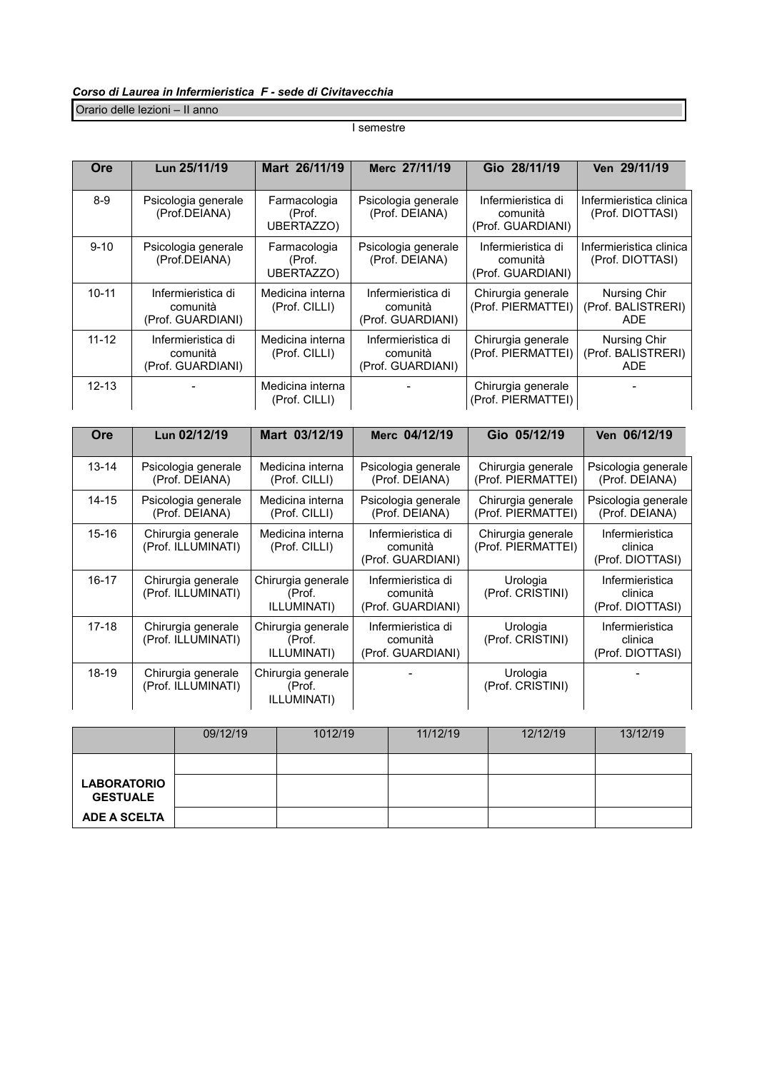***Corso di Laurea in Infermieristica F - sede di Civitavecchia***

Orario delle lezioni – II anno

I semestre

| Ore | Lun 25/11/19 | Mart 26/11/19 | Merc 27/11/19 | Gio 28/11/19 | Ven 29/11/19 |
|---|---|---|---|---|---|
| 8-9 | Psicologia generale (Prof.DEIANA) | Farmacologia (Prof. UBERTAZZO) | Psicologia generale (Prof. DEIANA) | Infermieristica di comunità (Prof. GUARDIANI) | Infermieristica clinica (Prof. DIOTTASI) |
| 9-10 | Psicologia generale (Prof.DEIANA) | Farmacologia (Prof. UBERTAZZO) | Psicologia generale (Prof. DEIANA) | Infermieristica di comunità (Prof. GUARDIANI) | Infermieristica clinica (Prof. DIOTTASI) |
| 10-11 | Infermieristica di comunità (Prof. GUARDIANI) | Medicina interna (Prof. CILLI) | Infermieristica di comunità (Prof. GUARDIANI) | Chirurgia generale (Prof. PIERMATTEI) | Nursing Chir (Prof. BALISTRERI) ADE |
| 11-12 | Infermieristica di comunità (Prof. GUARDIANI) | Medicina interna (Prof. CILLI) | Infermieristica di comunità (Prof. GUARDIANI) | Chirurgia generale (Prof. PIERMATTEI) | Nursing Chir (Prof. BALISTRERI) ADE |
| 12-13 | - | Medicina interna (Prof. CILLI) | - | Chirurgia generale (Prof. PIERMATTEI) | - |

| Ore | Lun 02/12/19 | Mart 03/12/19 | Merc 04/12/19 | Gio 05/12/19 | Ven 06/12/19 |
|---|---|---|---|---|---|
| 13-14 | Psicologia generale (Prof. DEIANA) | Medicina interna (Prof. CILLI) | Psicologia generale (Prof. DEIANA) | Chirurgia generale (Prof. PIERMATTEI) | Psicologia generale (Prof. DEIANA) |
| 14-15 | Psicologia generale (Prof. DEIANA) | Medicina interna (Prof. CILLI) | Psicologia generale (Prof. DEIANA) | Chirurgia generale (Prof. PIERMATTEI) | Psicologia generale (Prof. DEIANA) |
| 15-16 | Chirurgia generale (Prof. ILLUMINATI) | Medicina interna (Prof. CILLI) | Infermieristica di comunità (Prof. GUARDIANI) | Chirurgia generale (Prof. PIERMATTEI) | Infermieristica clinica (Prof. DIOTTASI) |
| 16-17 | Chirurgia generale (Prof. ILLUMINATI) | Chirurgia generale (Prof. ILLUMINATI) | Infermieristica di comunità (Prof. GUARDIANI) | Urologia (Prof. CRISTINI) | Infermieristica clinica (Prof. DIOTTASI) |
| 17-18 | Chirurgia generale (Prof. ILLUMINATI) | Chirurgia generale (Prof. ILLUMINATI) | Infermieristica di comunità (Prof. GUARDIANI) | Urologia (Prof. CRISTINI) | Infermieristica clinica (Prof. DIOTTASI) |
| 18-19 | Chirurgia generale (Prof. ILLUMINATI) | Chirurgia generale (Prof. ILLUMINATI) | - | Urologia (Prof. CRISTINI) | - |

| | 09/12/19 | 1012/19 | 11/12/19 | 12/12/19 | 13/12/19 |
|---|---|---|---|---|---|
| | | | | | |
| **LABORATORIO GESTUALE** | | | | | |
| **ADE A SCELTA** | | | | | |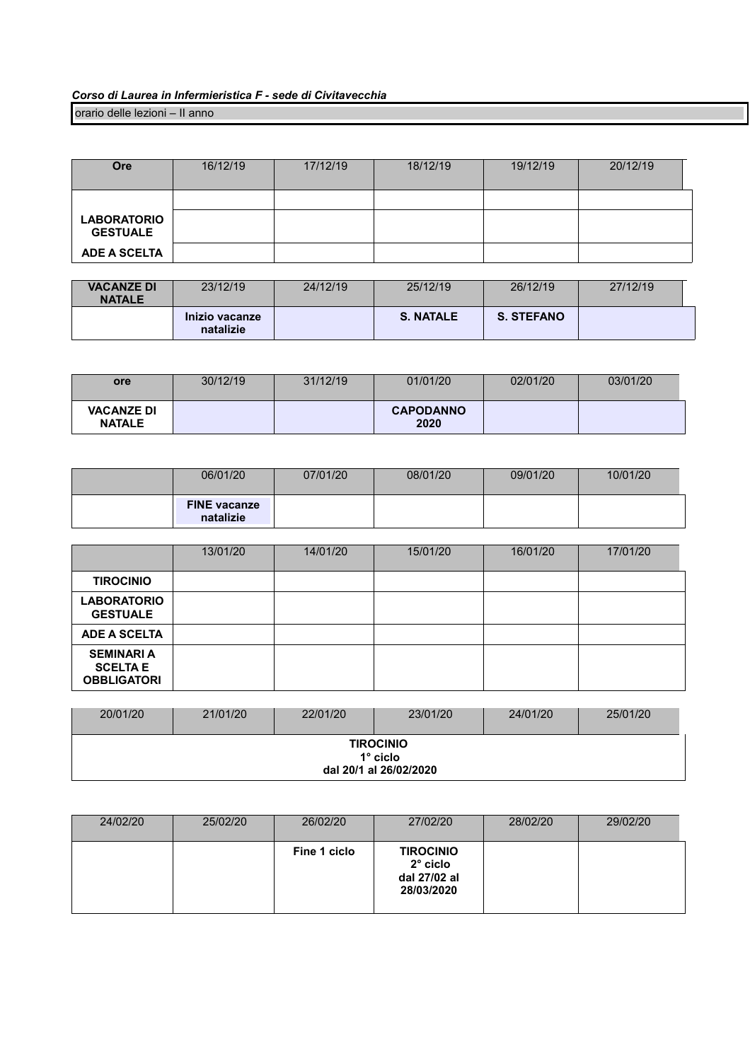*Corso di Laurea in Infermieristica F - sede di Civitavecchia*

orario delle lezioni – II anno

| Ore | 16/12/19 | 17/12/19 | 18/12/19 | 19/12/19 | 20/12/19 |
|---|---|---|---|---|---|
| | | | | | |
| **LABORATORIO GESTUALE** | | | | | |
| **ADE A SCELTA** | | | | | |

| **VACANZE DI NATALE** | 23/12/19 | 24/12/19 | 25/12/19 | 26/12/19 | 27/12/19 |
|---|---|---|---|---|---|
| | **Inizio vacanze natalizie** | | **S. NATALE** | **S. STEFANO** | |

| **ore** | 30/12/19 | 31/12/19 | 01/01/20 | 02/01/20 | 03/01/20 |
|---|---|---|---|---|---|
| **VACANZE DI NATALE** | | | **CAPODANNO 2020** | | |

| | 06/01/20 | 07/01/20 | 08/01/20 | 09/01/20 | 10/01/20 |
|---|---|---|---|---|---|
| | **FINE vacanze natalizie** | | | | |

| | 13/01/20 | 14/01/20 | 15/01/20 | 16/01/20 | 17/01/20 |
|---|---|---|---|---|---|
| **TIROCINIO** | | | | | |
| **LABORATORIO GESTUALE** | | | | | |
| **ADE A SCELTA** | | | | | |
| **SEMINARI A SCELTA E OBBLIGATORI** | | | | | |

| 20/01/20 | 21/01/20 | 22/01/20 | 23/01/20 | 24/01/20 | 25/01/20 |
|---|---|---|---|---|---|
| **TIROCINIO 1° ciclo dal 20/1 al 26/02/2020** | | | | | |

| 24/02/20 | 25/02/20 | 26/02/20 | 27/02/20 | 28/02/20 | 29/02/20 |
|---|---|---|---|---|---|
| | | **Fine 1 ciclo** | **TIROCINIO 2° ciclo dal 27/02 al 28/03/2020** | | |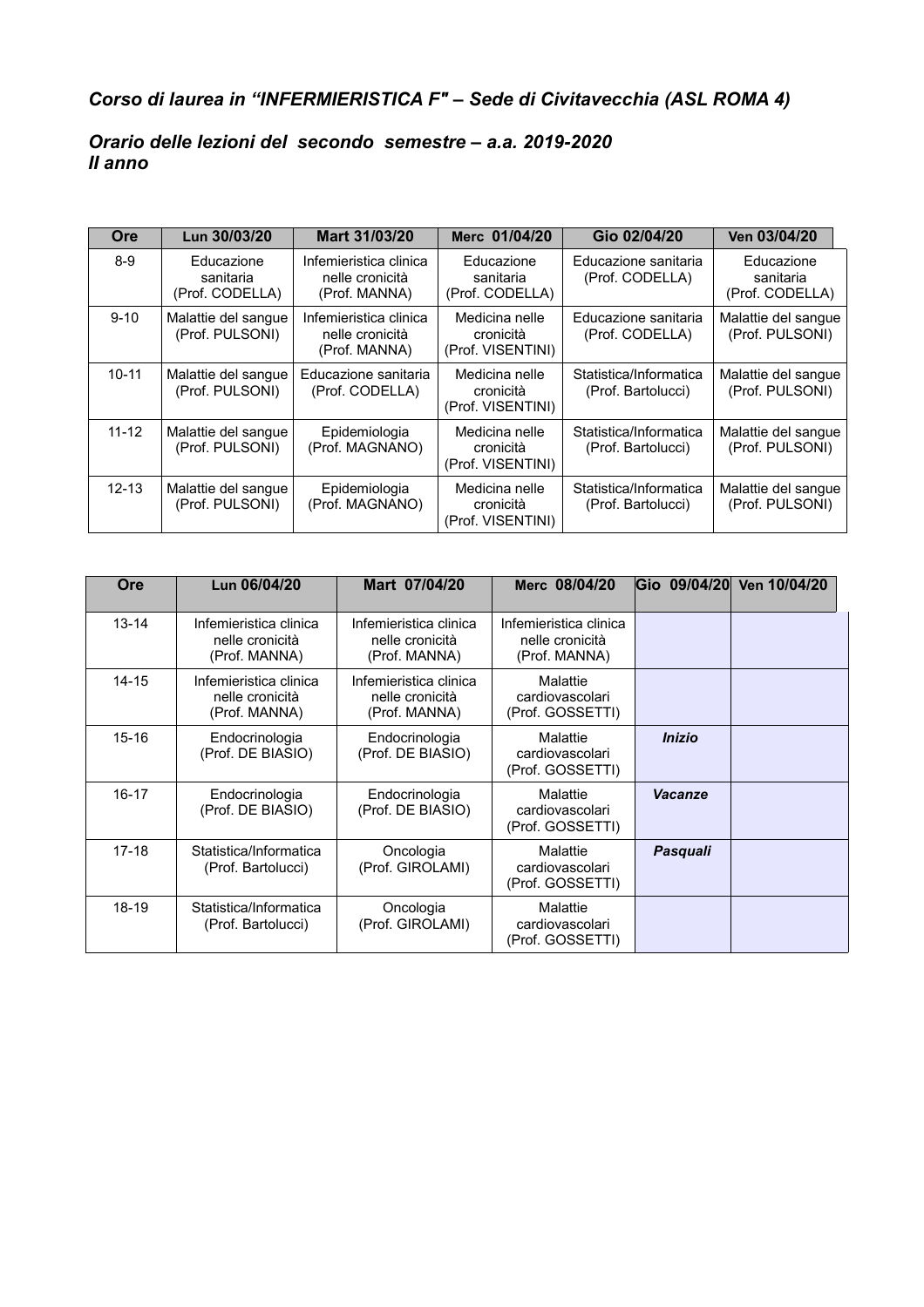*Corso di laurea in "INFERMIERISTICA F" – Sede di Civitavecchia (ASL ROMA 4)*

*Orario delle lezioni del secondo semestre – a.a. 2019-2020*
*II anno*

| Ore | Lun 30/03/20 | Mart 31/03/20 | Merc 01/04/20 | Gio 02/04/20 | Ven 03/04/20 |
|---|---|---|---|---|---|
| 8-9 | Educazione sanitaria (Prof. CODELLA) | Infemieristica clinica nelle cronicità (Prof. MANNA) | Educazione sanitaria (Prof. CODELLA) | Educazione sanitaria (Prof. CODELLA) | Educazione sanitaria (Prof. CODELLA) |
| 9-10 | Malattie del sangue (Prof. PULSONI) | Infemieristica clinica nelle cronicità (Prof. MANNA) | Medicina nelle cronicità (Prof. VISENTINI) | Educazione sanitaria (Prof. CODELLA) | Malattie del sangue (Prof. PULSONI) |
| 10-11 | Malattie del sangue (Prof. PULSONI) | Educazione sanitaria (Prof. CODELLA) | Medicina nelle cronicità (Prof. VISENTINI) | Statistica/Informatica (Prof. Bartolucci) | Malattie del sangue (Prof. PULSONI) |
| 11-12 | Malattie del sangue (Prof. PULSONI) | Epidemiologia (Prof. MAGNANO) | Medicina nelle cronicità (Prof. VISENTINI) | Statistica/Informatica (Prof. Bartolucci) | Malattie del sangue (Prof. PULSONI) |
| 12-13 | Malattie del sangue (Prof. PULSONI) | Epidemiologia (Prof. MAGNANO) | Medicina nelle cronicità (Prof. VISENTINI) | Statistica/Informatica (Prof. Bartolucci) | Malattie del sangue (Prof. PULSONI) |

| Ore | Lun 06/04/20 | Mart 07/04/20 | Merc 08/04/20 | Gio 09/04/20 | Ven 10/04/20 |
|---|---|---|---|---|---|
| 13-14 | Infemieristica clinica nelle cronicità (Prof. MANNA) | Infemieristica clinica nelle cronicità (Prof. MANNA) | Infemieristica clinica nelle cronicità (Prof. MANNA) | | |
| 14-15 | Infemieristica clinica nelle cronicità (Prof. MANNA) | Infemieristica clinica nelle cronicità (Prof. MANNA) | Malattie cardiovascolari (Prof. GOSSETTI) | | |
| 15-16 | Endocrinologia (Prof. DE BIASIO) | Endocrinologia (Prof. DE BIASIO) | Malattie cardiovascolari (Prof. GOSSETTI) | ***Inizio*** | |
| 16-17 | Endocrinologia (Prof. DE BIASIO) | Endocrinologia (Prof. DE BIASIO) | Malattie cardiovascolari (Prof. GOSSETTI) | ***Vacanze*** | |
| 17-18 | Statistica/Informatica (Prof. Bartolucci) | Oncologia (Prof. GIROLAMI) | Malattie cardiovascolari (Prof. GOSSETTI) | ***Pasquali*** | |
| 18-19 | Statistica/Informatica (Prof. Bartolucci) | Oncologia (Prof. GIROLAMI) | Malattie cardiovascolari (Prof. GOSSETTI) | | |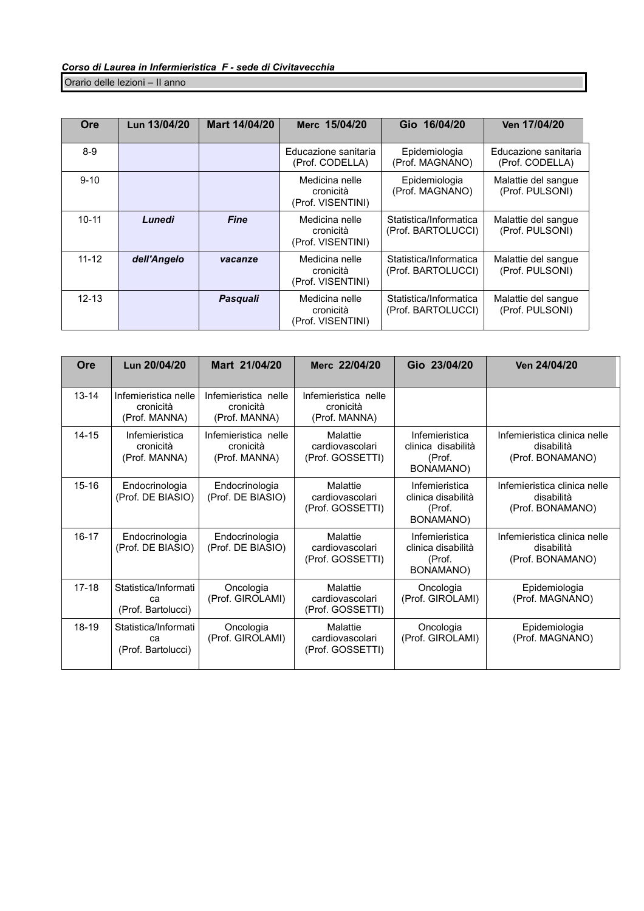***Corso di Laurea in Infermieristica F - sede di Civitavecchia***

Orario delle lezioni – II anno

| Ore | Lun 13/04/20 | Mart 14/04/20 | Merc 15/04/20 | Gio 16/04/20 | Ven 17/04/20 |
|---|---|---|---|---|---|
| 8-9 | | | Educazione sanitaria (Prof. CODELLA) | Epidemiologia (Prof. MAGNANO) | Educazione sanitaria (Prof. CODELLA) |
| 9-10 | | | Medicina nelle cronicità (Prof. VISENTINI) | Epidemiologia (Prof. MAGNANO) | Malattie del sangue (Prof. PULSONI) |
| 10-11 | ***Lunedì*** | ***Fine*** | Medicina nelle cronicità (Prof. VISENTINI) | Statistica/Informatica (Prof. BARTOLUCCI) | Malattie del sangue (Prof. PULSONI) |
| 11-12 | ***dell'Angelo*** | ***vacanze*** | Medicina nelle cronicità (Prof. VISENTINI) | Statistica/Informatica (Prof. BARTOLUCCI) | Malattie del sangue (Prof. PULSONI) |
| 12-13 | | ***Pasquali*** | Medicina nelle cronicità (Prof. VISENTINI) | Statistica/Informatica (Prof. BARTOLUCCI) | Malattie del sangue (Prof. PULSONI) |

| Ore | Lun 20/04/20 | Mart 21/04/20 | Merc 22/04/20 | Gio 23/04/20 | Ven 24/04/20 |
|---|---|---|---|---|---|
| 13-14 | Infemieristica nelle cronicità (Prof. MANNA) | Infemieristica nelle cronicità (Prof. MANNA) | Infemieristica nelle cronicità (Prof. MANNA) | | |
| 14-15 | Infemieristica cronicità (Prof. MANNA) | Infemieristica nelle cronicità (Prof. MANNA) | Malattie cardiovascolari (Prof. GOSSETTI) | Infemieristica clinica disabilità (Prof. BONAMANO) | Infemieristica clinica nelle disabilità (Prof. BONAMANO) |
| 15-16 | Endocrinologia (Prof. DE BIASIO) | Endocrinologia (Prof. DE BIASIO) | Malattie cardiovascolari (Prof. GOSSETTI) | Infemieristica clinica disabilità (Prof. BONAMANO) | Infemieristica clinica nelle disabilità (Prof. BONAMANO) |
| 16-17 | Endocrinologia (Prof. DE BIASIO) | Endocrinologia (Prof. DE BIASIO) | Malattie cardiovascolari (Prof. GOSSETTI) | Infemieristica clinica disabilità (Prof. BONAMANO) | Infemieristica clinica nelle disabilità (Prof. BONAMANO) |
| 17-18 | Statistica/Informatica (Prof. Bartolucci) | Oncologia (Prof. GIROLAMI) | Malattie cardiovascolari (Prof. GOSSETTI) | Oncologia (Prof. GIROLAMI) | Epidemiologia (Prof. MAGNANO) |
| 18-19 | Statistica/Informatica (Prof. Bartolucci) | Oncologia (Prof. GIROLAMI) | Malattie cardiovascolari (Prof. GOSSETTI) | Oncologia (Prof. GIROLAMI) | Epidemiologia (Prof. MAGNANO) |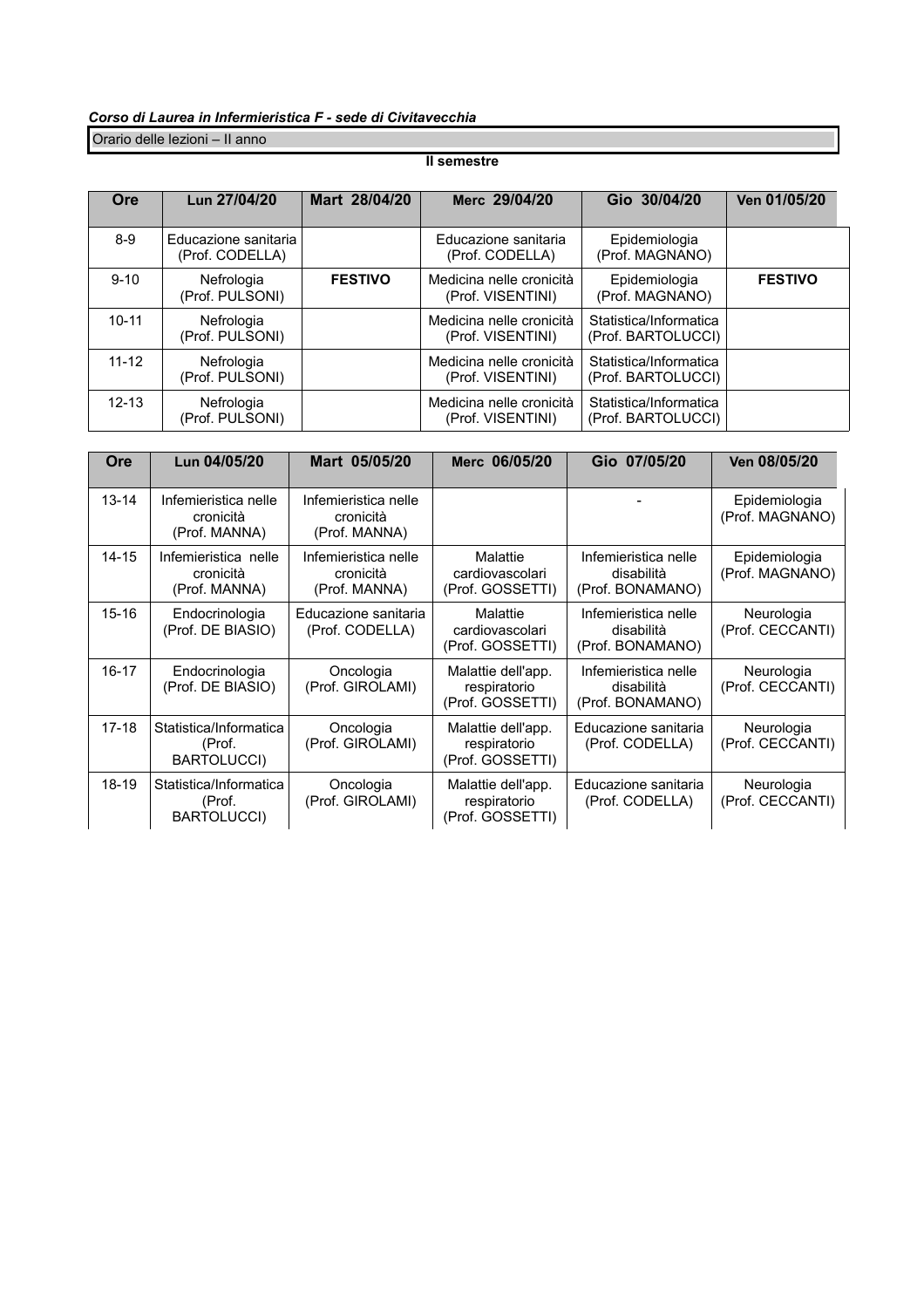***Corso di Laurea in Infermieristica F - sede di Civitavecchia***

Orario delle lezioni – II anno

**II semestre**

| Ore | Lun 27/04/20 | Mart 28/04/20 | Merc 29/04/20 | Gio 30/04/20 | Ven 01/05/20 |
|---|---|---|---|---|---|
| 8-9 | Educazione sanitaria (Prof. CODELLA) | | Educazione sanitaria (Prof. CODELLA) | Epidemiologia (Prof. MAGNANO) | |
| 9-10 | Nefrologia (Prof. PULSONI) | **FESTIVO** | Medicina nelle cronicità (Prof. VISENTINI) | Epidemiologia (Prof. MAGNANO) | **FESTIVO** |
| 10-11 | Nefrologia (Prof. PULSONI) | | Medicina nelle cronicità (Prof. VISENTINI) | Statistica/Informatica (Prof. BARTOLUCCI) | |
| 11-12 | Nefrologia (Prof. PULSONI) | | Medicina nelle cronicità (Prof. VISENTINI) | Statistica/Informatica (Prof. BARTOLUCCI) | |
| 12-13 | Nefrologia (Prof. PULSONI) | | Medicina nelle cronicità (Prof. VISENTINI) | Statistica/Informatica (Prof. BARTOLUCCI) | |

| Ore | Lun 04/05/20 | Mart 05/05/20 | Merc 06/05/20 | Gio 07/05/20 | Ven 08/05/20 |
|---|---|---|---|---|---|
| 13-14 | Infemieristica nelle cronicità (Prof. MANNA) | Infemieristica nelle cronicità (Prof. MANNA) | | - | Epidemiologia (Prof. MAGNANO) |
| 14-15 | Infemieristica nelle cronicità (Prof. MANNA) | Infemieristica nelle cronicità (Prof. MANNA) | Malattie cardiovascolari (Prof. GOSSETTI) | Infemieristica nelle disabilità (Prof. BONAMANO) | Epidemiologia (Prof. MAGNANO) |
| 15-16 | Endocrinologia (Prof. DE BIASIO) | Educazione sanitaria (Prof. CODELLA) | Malattie cardiovascolari (Prof. GOSSETTI) | Infemieristica nelle disabilità (Prof. BONAMANO) | Neurologia (Prof. CECCANTI) |
| 16-17 | Endocrinologia (Prof. DE BIASIO) | Oncologia (Prof. GIROLAMI) | Malattie dell'app. respiratorio (Prof. GOSSETTI) | Infemieristica nelle disabilità (Prof. BONAMANO) | Neurologia (Prof. CECCANTI) |
| 17-18 | Statistica/Informatica (Prof. BARTOLUCCI) | Oncologia (Prof. GIROLAMI) | Malattie dell'app. respiratorio (Prof. GOSSETTI) | Educazione sanitaria (Prof. CODELLA) | Neurologia (Prof. CECCANTI) |
| 18-19 | Statistica/Informatica (Prof. BARTOLUCCI) | Oncologia (Prof. GIROLAMI) | Malattie dell'app. respiratorio (Prof. GOSSETTI) | Educazione sanitaria (Prof. CODELLA) | Neurologia (Prof. CECCANTI) |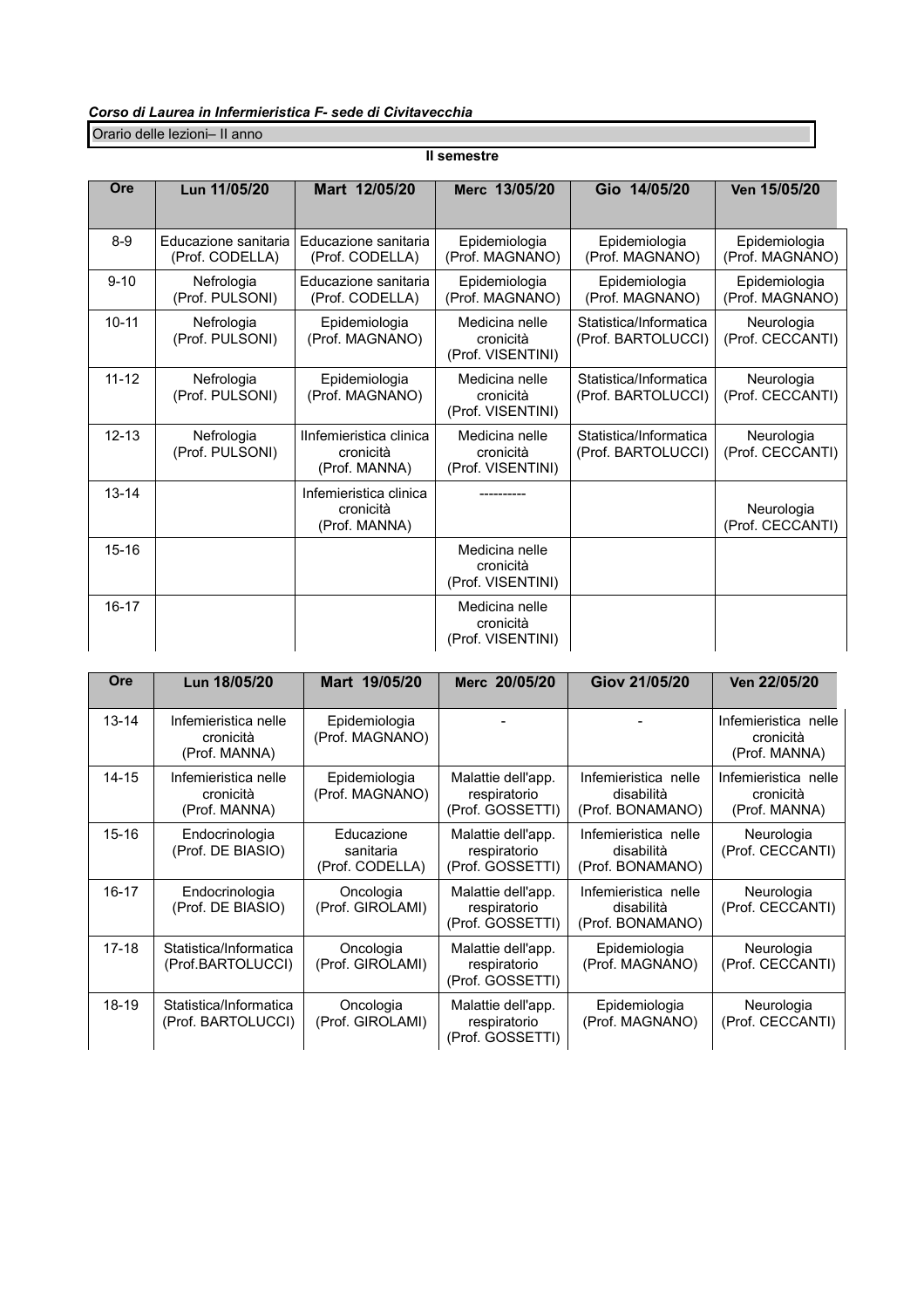***Corso di Laurea in Infermieristica F- sede di Civitavecchia***

Orario delle lezioni– II anno

**II semestre**

| Ore | Lun 11/05/20 | Mart 12/05/20 | Merc 13/05/20 | Gio 14/05/20 | Ven 15/05/20 |
|---|---|---|---|---|---|
| 8-9 | Educazione sanitaria (Prof. CODELLA) | Educazione sanitaria (Prof. CODELLA) | Epidemiologia (Prof. MAGNANO) | Epidemiologia (Prof. MAGNANO) | Epidemiologia (Prof. MAGNANO) |
| 9-10 | Nefrologia (Prof. PULSONI) | Educazione sanitaria (Prof. CODELLA) | Epidemiologia (Prof. MAGNANO) | Epidemiologia (Prof. MAGNANO) | Epidemiologia (Prof. MAGNANO) |
| 10-11 | Nefrologia (Prof. PULSONI) | Epidemiologia (Prof. MAGNANO) | Medicina nelle cronicità (Prof. VISENTINI) | Statistica/Informatica (Prof. BARTOLUCCI) | Neurologia (Prof. CECCANTI) |
| 11-12 | Nefrologia (Prof. PULSONI) | Epidemiologia (Prof. MAGNANO) | Medicina nelle cronicità (Prof. VISENTINI) | Statistica/Informatica (Prof. BARTOLUCCI) | Neurologia (Prof. CECCANTI) |
| 12-13 | Nefrologia (Prof. PULSONI) | IInfemieristica clinica cronicità (Prof. MANNA) | Medicina nelle cronicità (Prof. VISENTINI) | Statistica/Informatica (Prof. BARTOLUCCI) | Neurologia (Prof. CECCANTI) |
| 13-14 | | Infemieristica clinica cronicità (Prof. MANNA) | ---------- | | Neurologia (Prof. CECCANTI) |
| 15-16 | | | Medicina nelle cronicità (Prof. VISENTINI) | | |
| 16-17 | | | Medicina nelle cronicità (Prof. VISENTINI) | | |

| Ore | Lun 18/05/20 | Mart 19/05/20 | Merc 20/05/20 | Giov 21/05/20 | Ven 22/05/20 |
|---|---|---|---|---|---|
| 13-14 | Infemieristica nelle cronicità (Prof. MANNA) | Epidemiologia (Prof. MAGNANO) | - | - | Infemieristica nelle cronicità (Prof. MANNA) |
| 14-15 | Infemieristica nelle cronicità (Prof. MANNA) | Epidemiologia (Prof. MAGNANO) | Malattie dell'app. respiratorio (Prof. GOSSETTI) | Infemieristica nelle disabilità (Prof. BONAMANO) | Infemieristica nelle cronicità (Prof. MANNA) |
| 15-16 | Endocrinologia (Prof. DE BIASIO) | Educazione sanitaria (Prof. CODELLA) | Malattie dell'app. respiratorio (Prof. GOSSETTI) | Infemieristica nelle disabilità (Prof. BONAMANO) | Neurologia (Prof. CECCANTI) |
| 16-17 | Endocrinologia (Prof. DE BIASIO) | Oncologia (Prof. GIROLAMI) | Malattie dell'app. respiratorio (Prof. GOSSETTI) | Infemieristica nelle disabilità (Prof. BONAMANO) | Neurologia (Prof. CECCANTI) |
| 17-18 | Statistica/Informatica (Prof.BARTOLUCCI) | Oncologia (Prof. GIROLAMI) | Malattie dell'app. respiratorio (Prof. GOSSETTI) | Epidemiologia (Prof. MAGNANO) | Neurologia (Prof. CECCANTI) |
| 18-19 | Statistica/Informatica (Prof. BARTOLUCCI) | Oncologia (Prof. GIROLAMI) | Malattie dell'app. respiratorio (Prof. GOSSETTI) | Epidemiologia (Prof. MAGNANO) | Neurologia (Prof. CECCANTI) |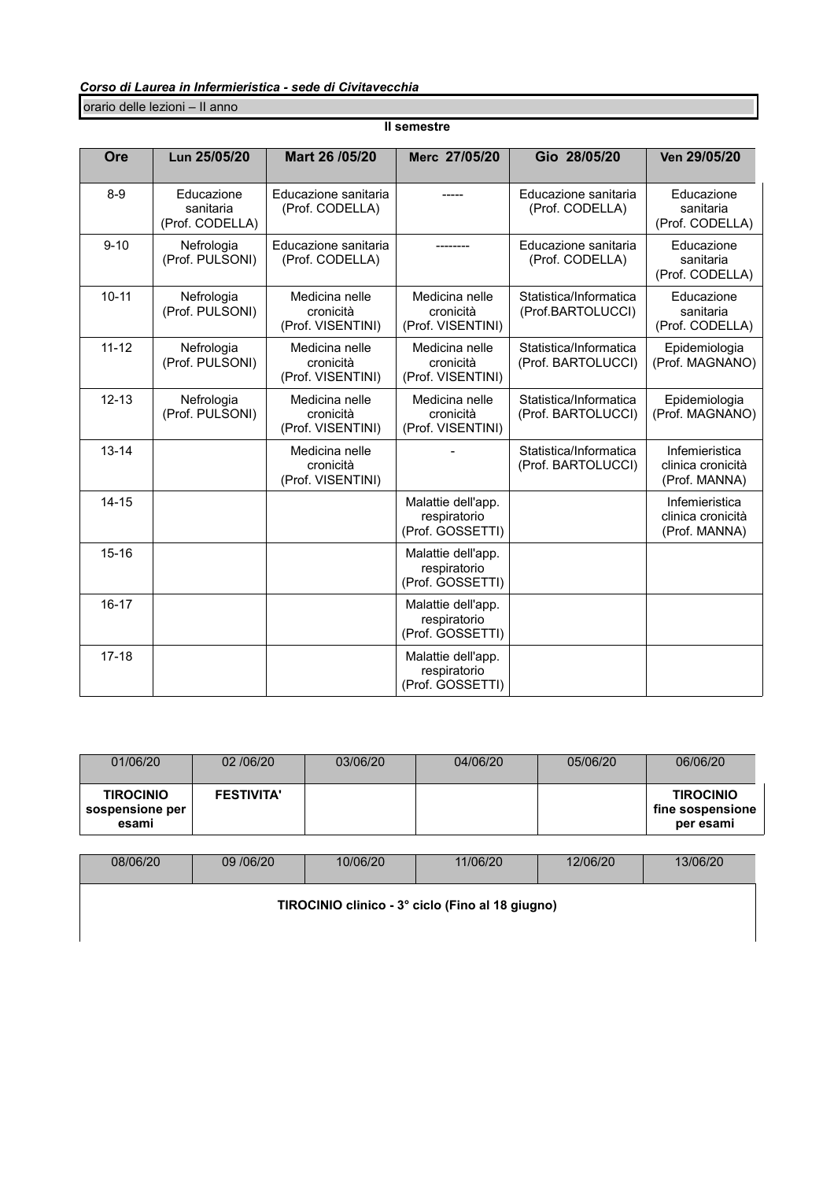*Corso di Laurea in Infermieristica - sede di Civitavecchia*

orario delle lezioni – II anno

**II semestre**

| Ore | Lun 25/05/20 | Mart 26 /05/20 | Merc 27/05/20 | Gio 28/05/20 | Ven 29/05/20 |
|---|---|---|---|---|---|
| 8-9 | Educazione sanitaria (Prof. CODELLA) | Educazione sanitaria (Prof. CODELLA) | ----- | Educazione sanitaria (Prof. CODELLA) | Educazione sanitaria (Prof. CODELLA) |
| 9-10 | Nefrologia (Prof. PULSONI) | Educazione sanitaria (Prof. CODELLA) | -------- | Educazione sanitaria (Prof. CODELLA) | Educazione sanitaria (Prof. CODELLA) |
| 10-11 | Nefrologia (Prof. PULSONI) | Medicina nelle cronicità (Prof. VISENTINI) | Medicina nelle cronicità (Prof. VISENTINI) | Statistica/Informatica (Prof.BARTOLUCCI) | Educazione sanitaria (Prof. CODELLA) |
| 11-12 | Nefrologia (Prof. PULSONI) | Medicina nelle cronicità (Prof. VISENTINI) | Medicina nelle cronicità (Prof. VISENTINI) | Statistica/Informatica (Prof. BARTOLUCCI) | Epidemiologia (Prof. MAGNANO) |
| 12-13 | Nefrologia (Prof. PULSONI) | Medicina nelle cronicità (Prof. VISENTINI) | Medicina nelle cronicità (Prof. VISENTINI) | Statistica/Informatica (Prof. BARTOLUCCI) | Epidemiologia (Prof. MAGNANO) |
| 13-14 | | Medicina nelle cronicità (Prof. VISENTINI) | - | Statistica/Informatica (Prof. BARTOLUCCI) | Infemieristica clinica cronicità (Prof. MANNA) |
| 14-15 | | | Malattie dell'app. respiratorio (Prof. GOSSETTI) | | Infemieristica clinica cronicità (Prof. MANNA) |
| 15-16 | | | Malattie dell'app. respiratorio (Prof. GOSSETTI) | | |
| 16-17 | | | Malattie dell'app. respiratorio (Prof. GOSSETTI) | | |
| 17-18 | | | Malattie dell'app. respiratorio (Prof. GOSSETTI) | | |

| 01/06/20 | 02 /06/20 | 03/06/20 | 04/06/20 | 05/06/20 | 06/06/20 |
|---|---|---|---|---|---|
| **TIROCINIO sospensione per esami** | **FESTIVITA'** | | | | **TIROCINIO fine sospensione per esami** |

| 08/06/20 | 09 /06/20 | 10/06/20 | 11/06/20 | 12/06/20 | 13/06/20 |
|---|---|---|---|---|---|
| **TIROCINIO clinico - 3° ciclo (Fino al 18 giugno)** | | | | | |